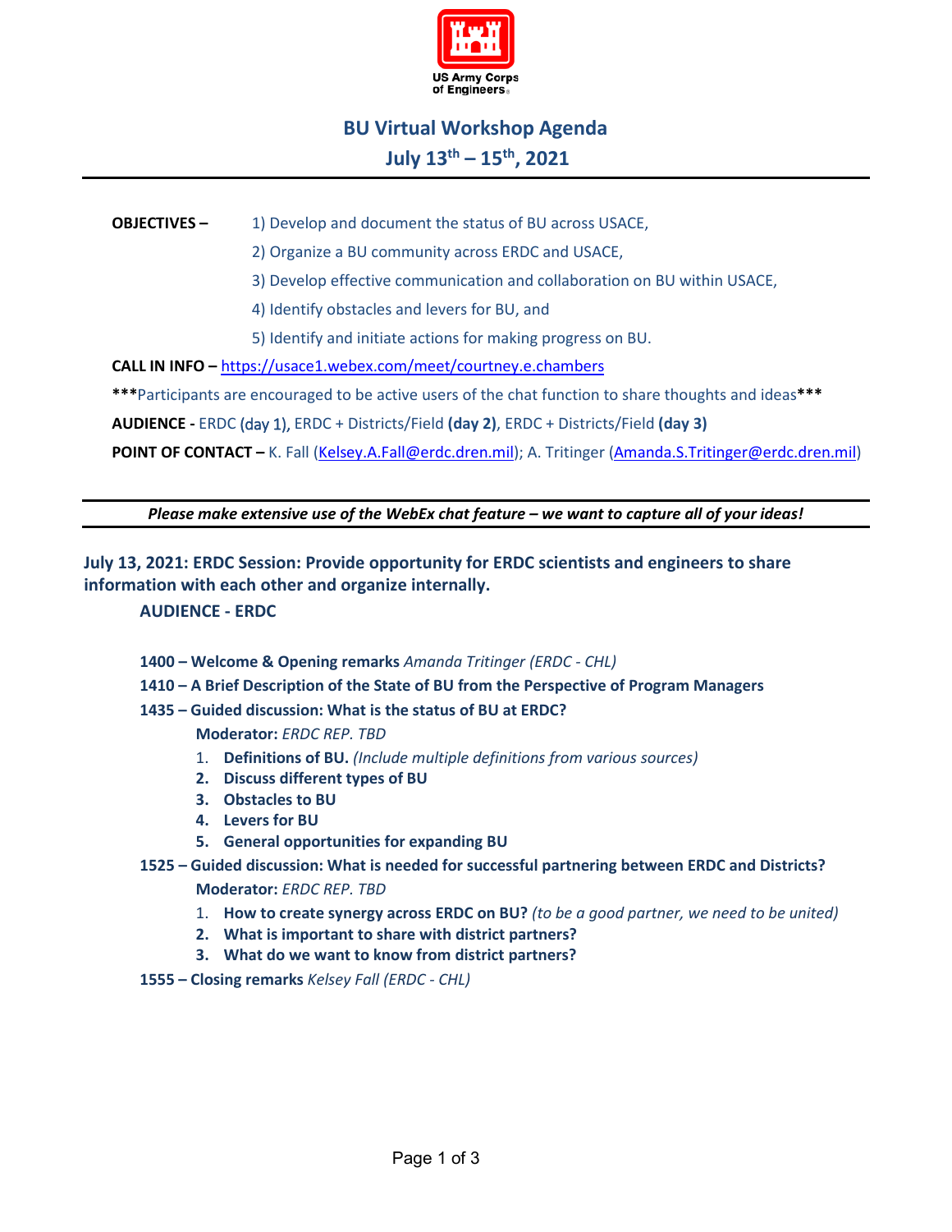US Army Corps of Engineers

# BU Virtual Workshop Agenda

## July 13th – 15th, 2021

---

**OBJECTIVES –** 1) Develop and document the status of BU across USACE,

2) Organize a BU community across ERDC and USACE,

3) Develop effective communication and collaboration on BU within USACE,

4) Identify obstacles and levers for BU, and

5) Identify and initiate actions for making progress on BU.

**CALL IN INFO –** https://usace1.webex.com/meet/courtney.e.chambers

**\*\*\***Participants are encouraged to be active users of the chat function to share thoughts and ideas**\*\*\***

**AUDIENCE -** ERDC (day 1), ERDC + Districts/Field **(day 2)**, ERDC + Districts/Field **(day 3)**

**POINT OF CONTACT –** K. Fall (Kelsey.A.Fall@erdc.dren.mil); A. Tritinger (Amanda.S.Tritinger@erdc.dren.mil)

---

***Please make extensive use of the WebEx chat feature – we want to capture all of your ideas!***

---

### July 13, 2021: ERDC Session: Provide opportunity for ERDC scientists and engineers to share information with each other and organize internally.

**AUDIENCE - ERDC**

**1400 – Welcome & Opening remarks** *Amanda Tritinger (ERDC - CHL)*

**1410 – A Brief Description of the State of BU from the Perspective of Program Managers**

**1435 – Guided discussion: What is the status of BU at ERDC?**

**Moderator:** *ERDC REP. TBD*

1. **Definitions of BU.** *(Include multiple definitions from various sources)*
2. **Discuss different types of BU**
3. **Obstacles to BU**
4. **Levers for BU**
5. **General opportunities for expanding BU**

**1525 – Guided discussion: What is needed for successful partnering between ERDC and Districts?**

**Moderator:** *ERDC REP. TBD*

1. **How to create synergy across ERDC on BU?** *(to be a good partner, we need to be united)*
2. **What is important to share with district partners?**
3. **What do we want to know from district partners?**

**1555 – Closing remarks** *Kelsey Fall (ERDC - CHL)*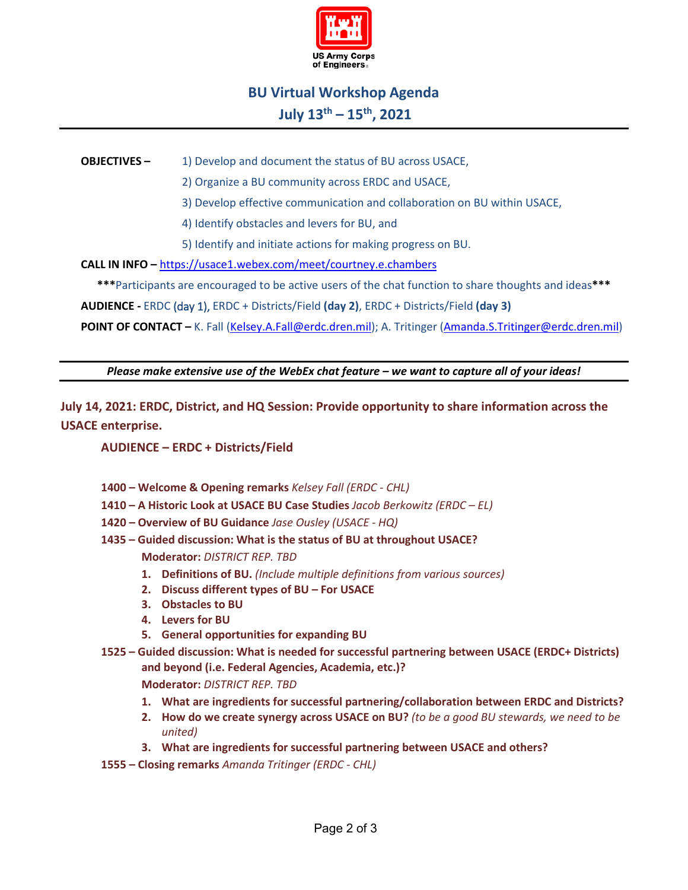US Army Corps of Engineers

# BU Virtual Workshop Agenda

## July 13th – 15th, 2021

**OBJECTIVES –** 1) Develop and document the status of BU across USACE,

2) Organize a BU community across ERDC and USACE,

3) Develop effective communication and collaboration on BU within USACE,

4) Identify obstacles and levers for BU, and

5) Identify and initiate actions for making progress on BU.

**CALL IN INFO –** https://usace1.webex.com/meet/courtney.e.chambers

*****Participants are encouraged to be active users of the chat function to share thoughts and ideas*****

**AUDIENCE -** ERDC (day 1), ERDC + Districts/Field **(day 2)**, ERDC + Districts/Field **(day 3)**

**POINT OF CONTACT –** K. Fall (Kelsey.A.Fall@erdc.dren.mil); A. Tritinger (Amanda.S.Tritinger@erdc.dren.mil)

---

***Please make extensive use of the WebEx chat feature – we want to capture all of your ideas!***

---

### July 14, 2021: ERDC, District, and HQ Session: Provide opportunity to share information across the USACE enterprise.

**AUDIENCE – ERDC + Districts/Field**

**1400 – Welcome & Opening remarks** *Kelsey Fall (ERDC - CHL)*

**1410 – A Historic Look at USACE BU Case Studies** *Jacob Berkowitz (ERDC – EL)*

**1420 – Overview of BU Guidance** *Jase Ousley (USACE - HQ)*

**1435 – Guided discussion: What is the status of BU at throughout USACE?**

**Moderator:** *DISTRICT REP. TBD*

1. **Definitions of BU.** *(Include multiple definitions from various sources)*
2. **Discuss different types of BU – For USACE**
3. **Obstacles to BU**
4. **Levers for BU**
5. **General opportunities for expanding BU**

**1525 – Guided discussion: What is needed for successful partnering between USACE (ERDC+ Districts) and beyond (i.e. Federal Agencies, Academia, etc.)?**

**Moderator:** *DISTRICT REP. TBD*

1. **What are ingredients for successful partnering/collaboration between ERDC and Districts?**
2. **How do we create synergy across USACE on BU?** *(to be a good BU stewards, we need to be united)*
3. **What are ingredients for successful partnering between USACE and others?**

**1555 – Closing remarks** *Amanda Tritinger (ERDC - CHL)*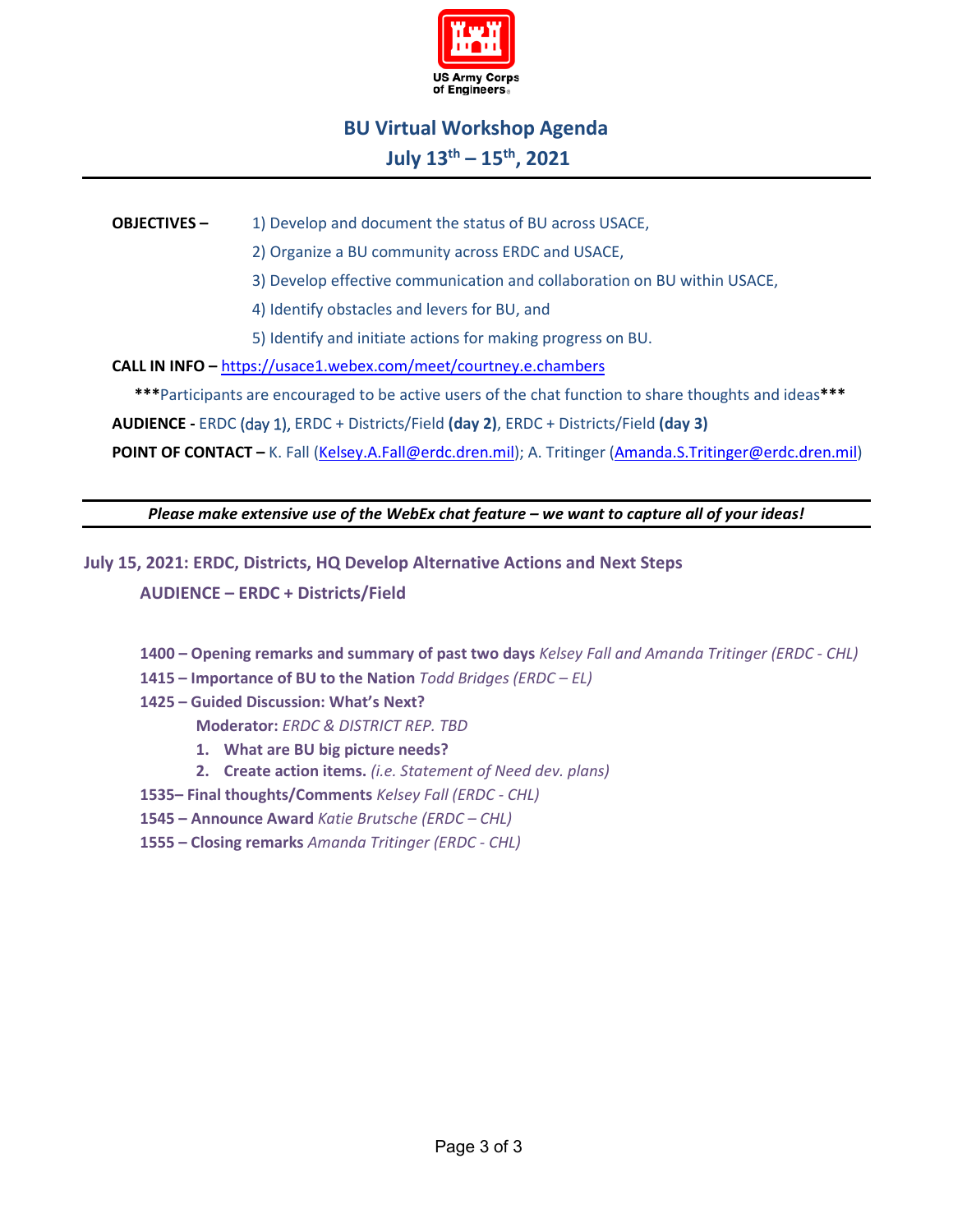US Army Corps of Engineers

# BU Virtual Workshop Agenda

## July 13th – 15th, 2021

**OBJECTIVES –** 1) Develop and document the status of BU across USACE,

2) Organize a BU community across ERDC and USACE,

3) Develop effective communication and collaboration on BU within USACE,

4) Identify obstacles and levers for BU, and

5) Identify and initiate actions for making progress on BU.

**CALL IN INFO –** https://usace1.webex.com/meet/courtney.e.chambers

**\*\*\***Participants are encouraged to be active users of the chat function to share thoughts and ideas**\*\*\***

**AUDIENCE -** ERDC (day 1), ERDC + Districts/Field **(day 2)**, ERDC + Districts/Field **(day 3)**

**POINT OF CONTACT –** K. Fall (Kelsey.A.Fall@erdc.dren.mil); A. Tritinger (Amanda.S.Tritinger@erdc.dren.mil)

---

***Please make extensive use of the WebEx chat feature – we want to capture all of your ideas!***

---

### July 15, 2021: ERDC, Districts, HQ Develop Alternative Actions and Next Steps

**AUDIENCE – ERDC + Districts/Field**

**1400 – Opening remarks and summary of past two days** *Kelsey Fall and Amanda Tritinger (ERDC - CHL)*

**1415 – Importance of BU to the Nation** *Todd Bridges (ERDC – EL)*

**1425 – Guided Discussion: What's Next?**

**Moderator:** *ERDC & DISTRICT REP. TBD*

1. **What are BU big picture needs?**
2. **Create action items.** *(i.e. Statement of Need dev. plans)*

**1535– Final thoughts/Comments** *Kelsey Fall (ERDC - CHL)*

**1545 – Announce Award** *Katie Brutsche (ERDC – CHL)*

**1555 – Closing remarks** *Amanda Tritinger (ERDC - CHL)*